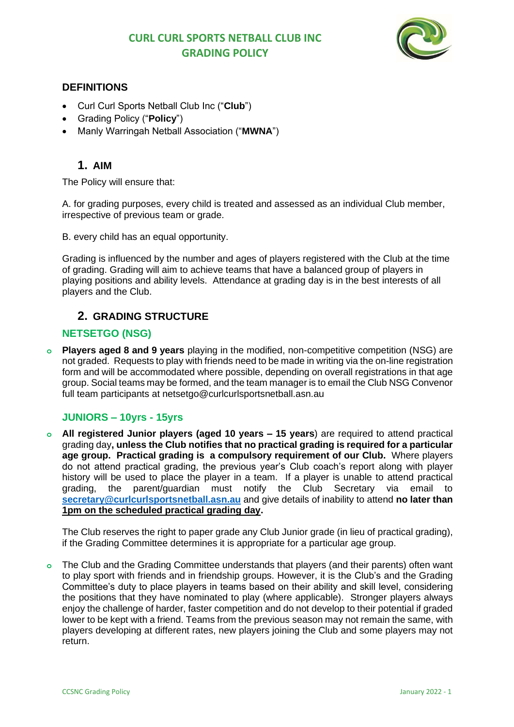# CURL CURL SPORTS NETBALL CLUB INC
# GRADING POLICY

## DEFINITIONS

- Curl Curl Sports Netball Club Inc ("**Club**")
- Grading Policy ("**Policy**")
- Manly Warringah Netball Association ("**MWNA**")

## 1. AIM

The Policy will ensure that:

A. for grading purposes, every child is treated and assessed as an individual Club member, irrespective of previous team or grade.

B. every child has an equal opportunity.

Grading is influenced by the number and ages of players registered with the Club at the time of grading. Grading will aim to achieve teams that have a balanced group of players in playing positions and ability levels. Attendance at grading day is in the best interests of all players and the Club.

## 2. GRADING STRUCTURE

### NETSETGO (NSG)

- **Players aged 8 and 9 years** playing in the modified, non-competitive competition (NSG) are not graded. Requests to play with friends need to be made in writing via the on-line registration form and will be accommodated where possible, depending on overall registrations in that age group. Social teams may be formed, and the team manager is to email the Club NSG Convenor full team participants at netsetgo@curlcurlsportsnetball.asn.au

### JUNIORS – 10yrs - 15yrs

- **All registered Junior players (aged 10 years – 15 years**) are required to attend practical grading day**, unless the Club notifies that no practical grading is required for a particular age group. Practical grading is a compulsory requirement of our Club.** Where players do not attend practical grading, the previous year's Club coach's report along with player history will be used to place the player in a team. If a player is unable to attend practical grading, the parent/guardian must notify the Club Secretary via email to **secretary@curlcurlsportsnetball.asn.au** and give details of inability to attend **no later than 1pm on the scheduled practical grading day**.

  The Club reserves the right to paper grade any Club Junior grade (in lieu of practical grading), if the Grading Committee determines it is appropriate for a particular age group.

- The Club and the Grading Committee understands that players (and their parents) often want to play sport with friends and in friendship groups. However, it is the Club's and the Grading Committee's duty to place players in teams based on their ability and skill level, considering the positions that they have nominated to play (where applicable). Stronger players always enjoy the challenge of harder, faster competition and do not develop to their potential if graded lower to be kept with a friend. Teams from the previous season may not remain the same, with players developing at different rates, new players joining the Club and some players may not return.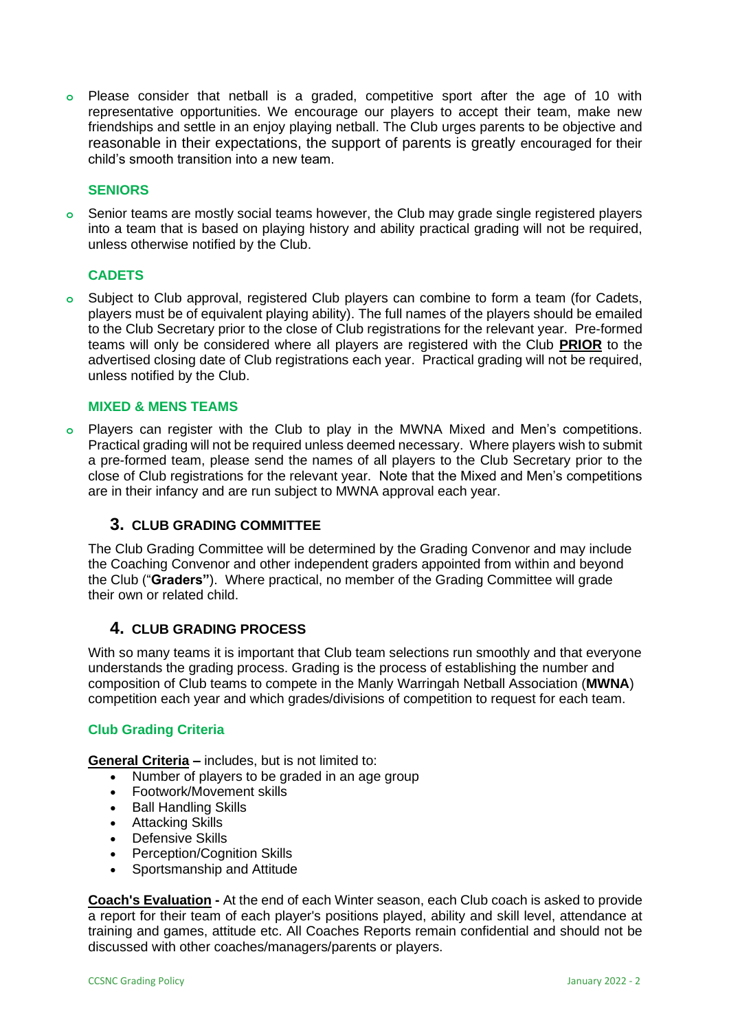- Please consider that netball is a graded, competitive sport after the age of 10 with representative opportunities. We encourage our players to accept their team, make new friendships and settle in an enjoy playing netball. The Club urges parents to be objective and reasonable in their expectations, the support of parents is greatly encouraged for their child's smooth transition into a new team.

### SENIORS

- Senior teams are mostly social teams however, the Club may grade single registered players into a team that is based on playing history and ability practical grading will not be required, unless otherwise notified by the Club.

### CADETS

- Subject to Club approval, registered Club players can combine to form a team (for Cadets, players must be of equivalent playing ability). The full names of the players should be emailed to the Club Secretary prior to the close of Club registrations for the relevant year. Pre-formed teams will only be considered where all players are registered with the Club **PRIOR** to the advertised closing date of Club registrations each year. Practical grading will not be required, unless notified by the Club.

### MIXED & MENS TEAMS

- Players can register with the Club to play in the MWNA Mixed and Men's competitions. Practical grading will not be required unless deemed necessary. Where players wish to submit a pre-formed team, please send the names of all players to the Club Secretary prior to the close of Club registrations for the relevant year. Note that the Mixed and Men's competitions are in their infancy and are run subject to MWNA approval each year.

## 3. CLUB GRADING COMMITTEE

The Club Grading Committee will be determined by the Grading Convenor and may include the Coaching Convenor and other independent graders appointed from within and beyond the Club ("**Graders**"). Where practical, no member of the Grading Committee will grade their own or related child.

## 4. CLUB GRADING PROCESS

With so many teams it is important that Club team selections run smoothly and that everyone understands the grading process. Grading is the process of establishing the number and composition of Club teams to compete in the Manly Warringah Netball Association (**MWNA**) competition each year and which grades/divisions of competition to request for each team.

### Club Grading Criteria

**General Criteria –** includes, but is not limited to:

- Number of players to be graded in an age group
- Footwork/Movement skills
- Ball Handling Skills
- Attacking Skills
- Defensive Skills
- Perception/Cognition Skills
- Sportsmanship and Attitude

**Coach's Evaluation -** At the end of each Winter season, each Club coach is asked to provide a report for their team of each player's positions played, ability and skill level, attendance at training and games, attitude etc. All Coaches Reports remain confidential and should not be discussed with other coaches/managers/parents or players.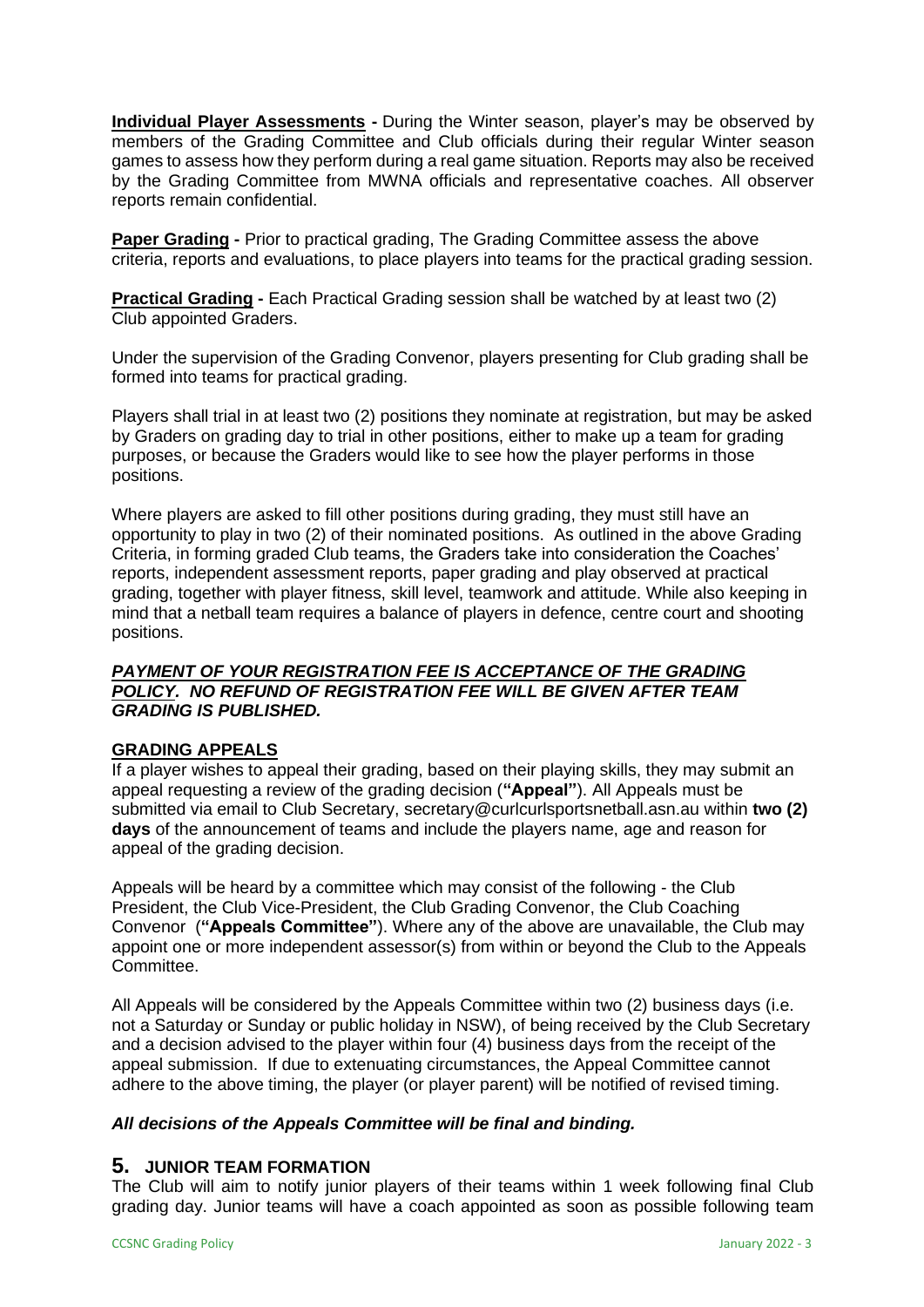**Individual Player Assessments -** During the Winter season, player's may be observed by members of the Grading Committee and Club officials during their regular Winter season games to assess how they perform during a real game situation. Reports may also be received by the Grading Committee from MWNA officials and representative coaches. All observer reports remain confidential.

**Paper Grading -** Prior to practical grading, The Grading Committee assess the above criteria, reports and evaluations, to place players into teams for the practical grading session.

**Practical Grading -** Each Practical Grading session shall be watched by at least two (2) Club appointed Graders.

Under the supervision of the Grading Convenor, players presenting for Club grading shall be formed into teams for practical grading.

Players shall trial in at least two (2) positions they nominate at registration, but may be asked by Graders on grading day to trial in other positions, either to make up a team for grading purposes, or because the Graders would like to see how the player performs in those positions.

Where players are asked to fill other positions during grading, they must still have an opportunity to play in two (2) of their nominated positions. As outlined in the above Grading Criteria, in forming graded Club teams, the Graders take into consideration the Coaches' reports, independent assessment reports, paper grading and play observed at practical grading, together with player fitness, skill level, teamwork and attitude. While also keeping in mind that a netball team requires a balance of players in defence, centre court and shooting positions.

***PAYMENT OF YOUR REGISTRATION FEE IS ACCEPTANCE OF THE GRADING POLICY. NO REFUND OF REGISTRATION FEE WILL BE GIVEN AFTER TEAM GRADING IS PUBLISHED.***

**GRADING APPEALS**

If a player wishes to appeal their grading, based on their playing skills, they may submit an appeal requesting a review of the grading decision (**"Appeal"**). All Appeals must be submitted via email to Club Secretary, secretary@curlcurlsportsnetball.asn.au within **two (2) days** of the announcement of teams and include the players name, age and reason for appeal of the grading decision.

Appeals will be heard by a committee which may consist of the following - the Club President, the Club Vice-President, the Club Grading Convenor, the Club Coaching Convenor (**"Appeals Committee"**). Where any of the above are unavailable, the Club may appoint one or more independent assessor(s) from within or beyond the Club to the Appeals Committee.

All Appeals will be considered by the Appeals Committee within two (2) business days (i.e. not a Saturday or Sunday or public holiday in NSW), of being received by the Club Secretary and a decision advised to the player within four (4) business days from the receipt of the appeal submission. If due to extenuating circumstances, the Appeal Committee cannot adhere to the above timing, the player (or player parent) will be notified of revised timing.

***All decisions of the Appeals Committee will be final and binding.***

## 5. JUNIOR TEAM FORMATION

The Club will aim to notify junior players of their teams within 1 week following final Club grading day. Junior teams will have a coach appointed as soon as possible following team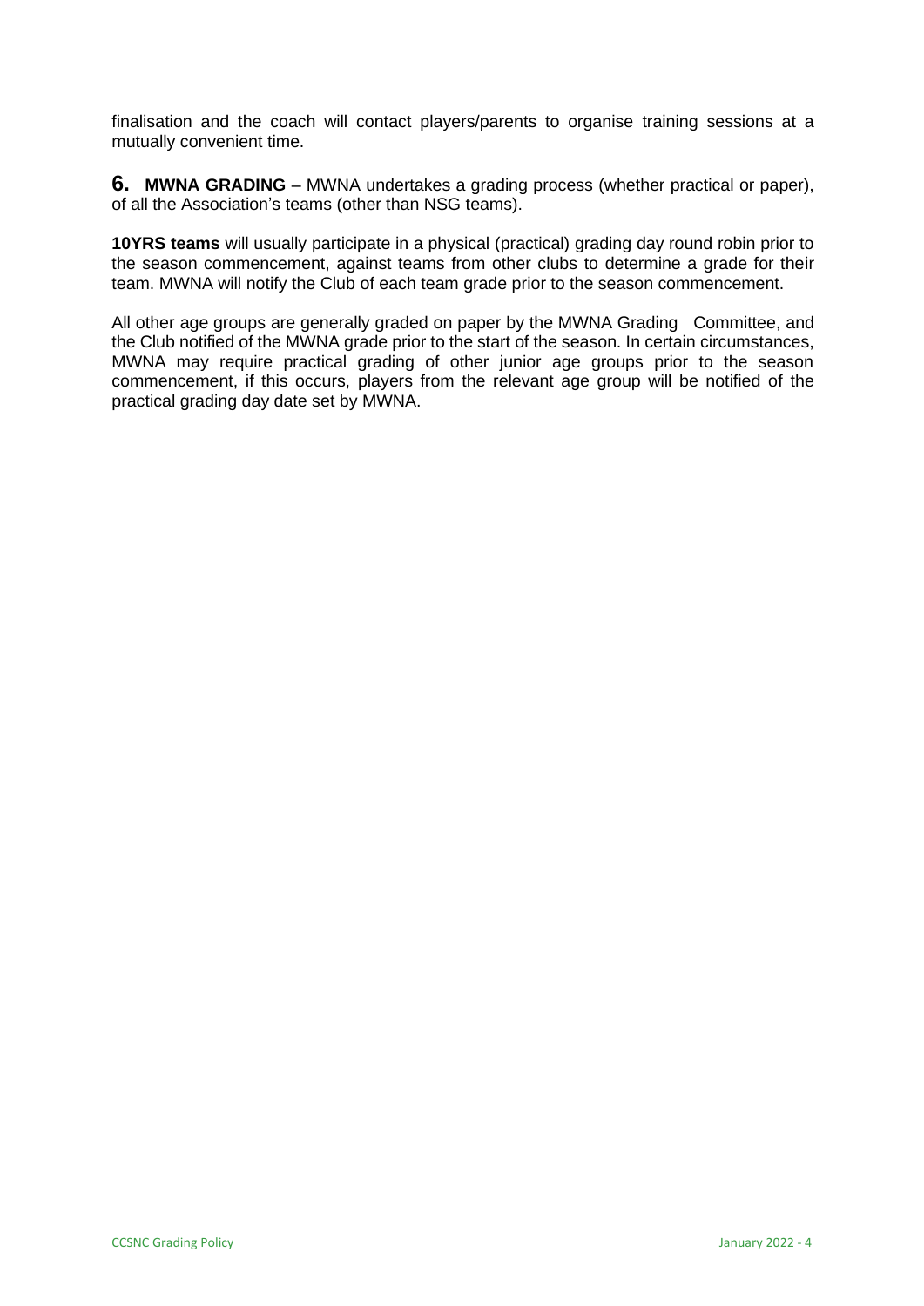finalisation and the coach will contact players/parents to organise training sessions at a mutually convenient time.

## 6. MWNA GRADING

**6. MWNA GRADING** – MWNA undertakes a grading process (whether practical or paper), of all the Association's teams (other than NSG teams).

**10YRS teams** will usually participate in a physical (practical) grading day round robin prior to the season commencement, against teams from other clubs to determine a grade for their team. MWNA will notify the Club of each team grade prior to the season commencement.

All other age groups are generally graded on paper by the MWNA Grading Committee, and the Club notified of the MWNA grade prior to the start of the season. In certain circumstances, MWNA may require practical grading of other junior age groups prior to the season commencement, if this occurs, players from the relevant age group will be notified of the practical grading day date set by MWNA.